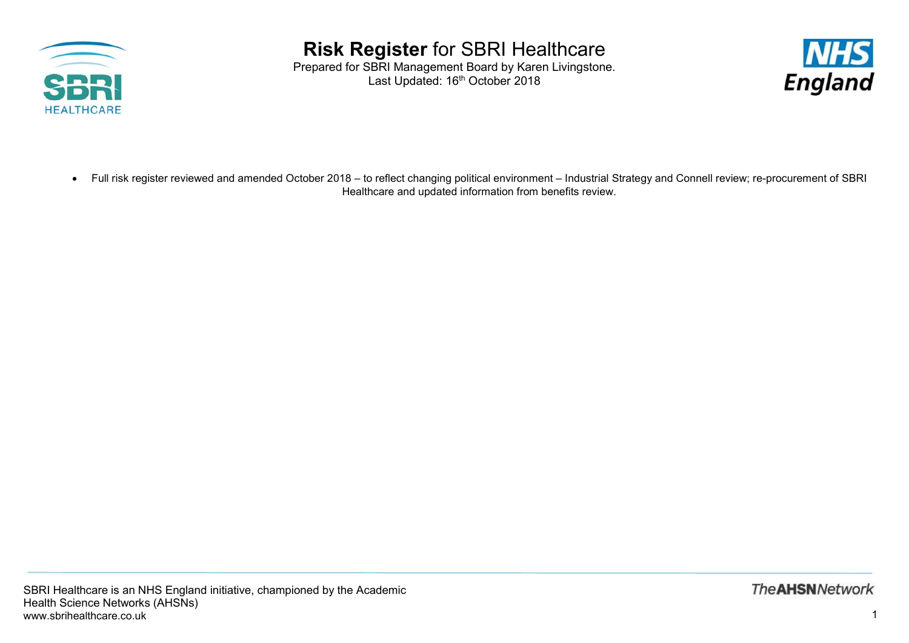# **Risk Register** for SBRI Healthcare

Prepared for SBRI Management Board by Karen Livingstone.
Last Updated: 16th October 2018

- Full risk register reviewed and amended October 2018 – to reflect changing political environment – Industrial Strategy and Connell review; re-procurement of SBRI Healthcare and updated information from benefits review.

SBRI Healthcare is an NHS England initiative, championed by the Academic Health Science Networks (AHSNs)
www.sbrihealthcare.co.uk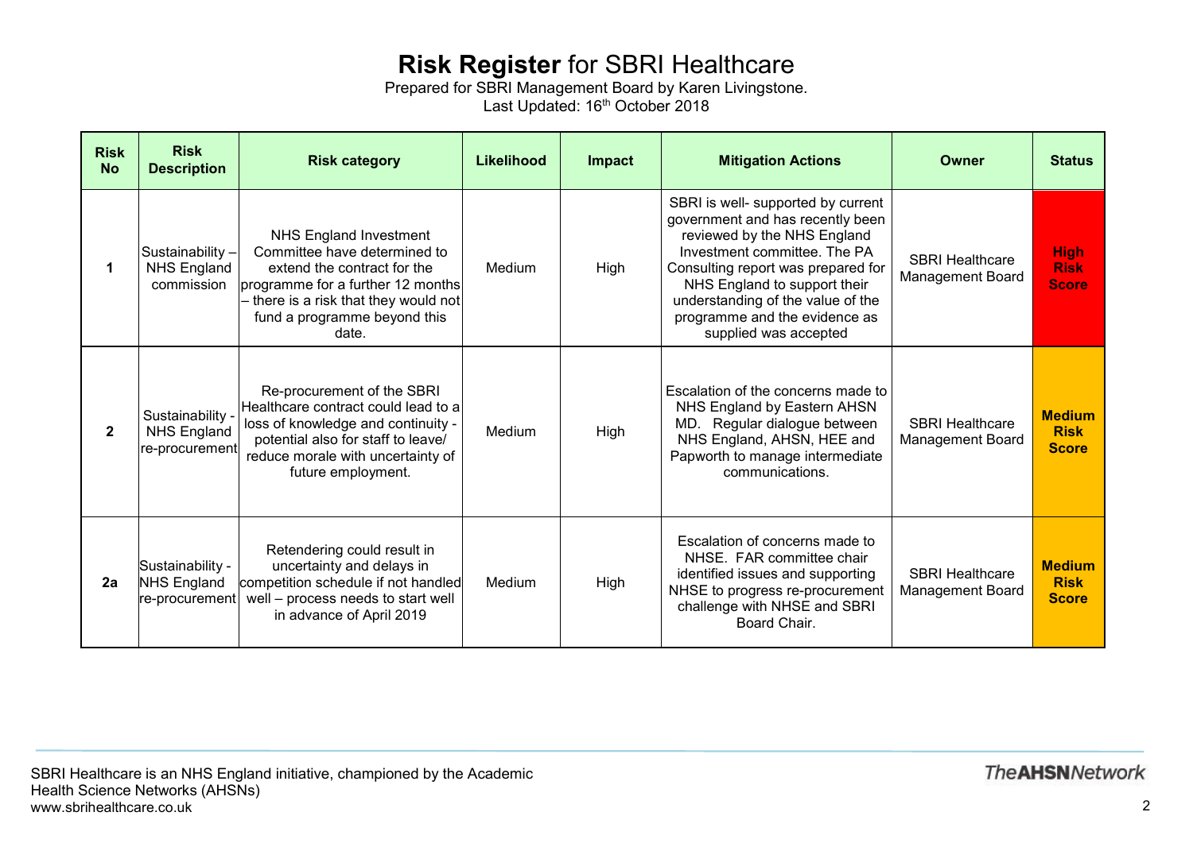# **Risk Register** for SBRI Healthcare

Prepared for SBRI Management Board by Karen Livingstone.
Last Updated: 16th October 2018

| Risk No | Risk Description | Risk category | Likelihood | Impact | Mitigation Actions | Owner | Status |
|---|---|---|---|---|---|---|---|
| **1** | Sustainability – NHS England commission | NHS England Investment Committee have determined to extend the contract for the programme for a further 12 months – there is a risk that they would not fund a programme beyond this date. | Medium | High | SBRI is well- supported by current government and has recently been reviewed by the NHS England Investment committee. The PA Consulting report was prepared for NHS England to support their understanding of the value of the programme and the evidence as supplied was accepted | SBRI Healthcare Management Board | **High Risk Score** |
| **2** | Sustainability - NHS England re-procurement | Re-procurement of the SBRI Healthcare contract could lead to a loss of knowledge and continuity - potential also for staff to leave/ reduce morale with uncertainty of future employment. | Medium | High | Escalation of the concerns made to NHS England by Eastern AHSN MD. Regular dialogue between NHS England, AHSN, HEE and Papworth to manage intermediate communications. | SBRI Healthcare Management Board | **Medium Risk Score** |
| **2a** | Sustainability - NHS England re-procurement | Retendering could result in uncertainty and delays in competition schedule if not handled well – process needs to start well in advance of April 2019 | Medium | High | Escalation of concerns made to NHSE. FAR committee chair identified issues and supporting NHSE to progress re-procurement challenge with NHSE and SBRI Board Chair. | SBRI Healthcare Management Board | **Medium Risk Score** |

SBRI Healthcare is an NHS England initiative, championed by the Academic Health Science Networks (AHSNs)
www.sbrihealthcare.co.uk

The AHSN Network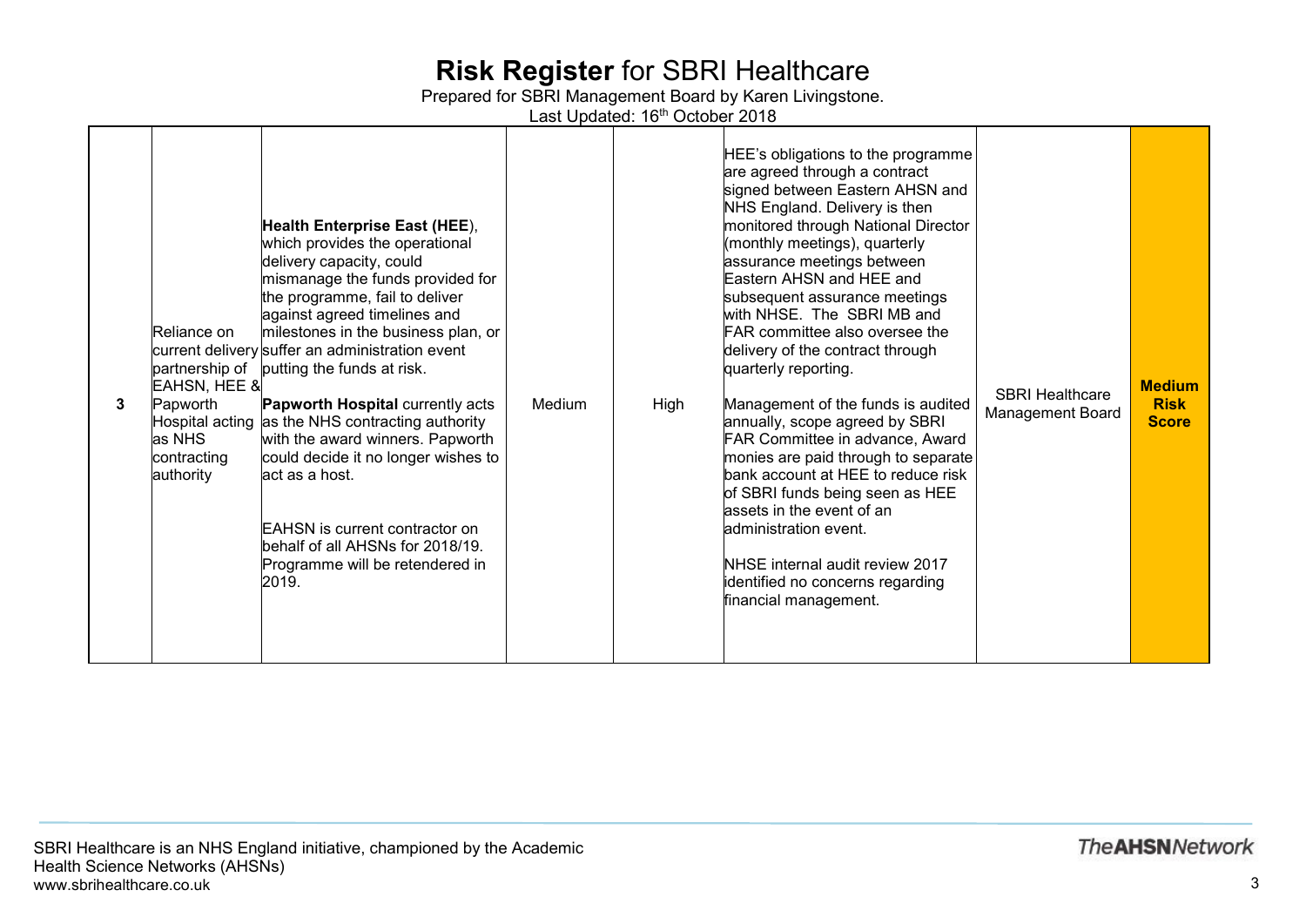# **Risk Register** for SBRI Healthcare

Prepared for SBRI Management Board by Karen Livingstone.

Last Updated: 16th October 2018

| | | | | | | | |
|---|---|---|---|---|---|---|---|
| **3** | Reliance on current delivery partnership of EAHSN, HEE & Papworth Hospital acting as NHS contracting authority | **Health Enterprise East (HEE**), which provides the operational delivery capacity, could mismanage the funds provided for the programme, fail to deliver against agreed timelines and milestones in the business plan, or suffer an administration event putting the funds at risk.<br><br>**Papworth Hospital** currently acts as the NHS contracting authority with the award winners. Papworth could decide it no longer wishes to act as a host.<br><br>EAHSN is current contractor on behalf of all AHSNs for 2018/19. Programme will be retendered in 2019. | Medium | High | HEE's obligations to the programme are agreed through a contract signed between Eastern AHSN and NHS England. Delivery is then monitored through National Director (monthly meetings), quarterly assurance meetings between Eastern AHSN and HEE and subsequent assurance meetings with NHSE. The SBRI MB and FAR committee also oversee the delivery of the contract through quarterly reporting.<br><br>Management of the funds is audited annually, scope agreed by SBRI FAR Committee in advance, Award monies are paid through to separate bank account at HEE to reduce risk of SBRI funds being seen as HEE assets in the event of an administration event.<br><br>NHSE internal audit review 2017 identified no concerns regarding financial management. | SBRI Healthcare Management Board | **Medium Risk Score** |

SBRI Healthcare is an NHS England initiative, championed by the Academic Health Science Networks (AHSNs)
www.sbrihealthcare.co.uk

*The* **AHSN** *Network*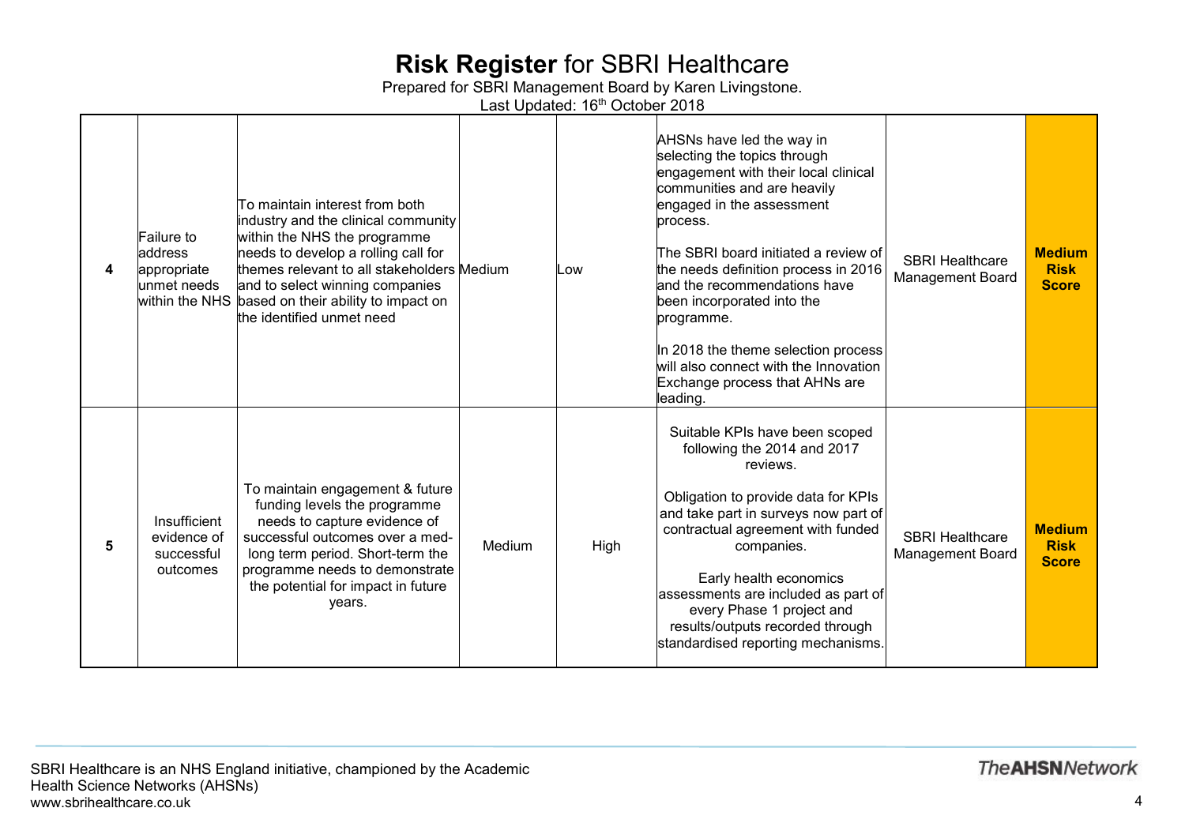# **Risk Register** for SBRI Healthcare

Prepared for SBRI Management Board by Karen Livingstone.
Last Updated: 16th October 2018

| | | | | | | | |
|---|---|---|---|---|---|---|---|
| **4** | Failure to address appropriate unmet needs within the NHS | To maintain interest from both industry and the clinical community within the NHS the programme needs to develop a rolling call for themes relevant to all stakeholders and to select winning companies based on their ability to impact on the identified unmet need | Medium | Low | AHSNs have led the way in selecting the topics through engagement with their local clinical communities and are heavily engaged in the assessment process.<br><br>The SBRI board initiated a review of the needs definition process in 2016 and the recommendations have been incorporated into the programme.<br><br>In 2018 the theme selection process will also connect with the Innovation Exchange process that AHNs are leading. | SBRI Healthcare Management Board | **Medium Risk Score** |
| **5** | Insufficient evidence of successful outcomes | To maintain engagement & future funding levels the programme needs to capture evidence of successful outcomes over a med-long term period. Short-term the programme needs to demonstrate the potential for impact in future years. | Medium | High | Suitable KPIs have been scoped following the 2014 and 2017 reviews.<br><br>Obligation to provide data for KPIs and take part in surveys now part of contractual agreement with funded companies.<br><br>Early health economics assessments are included as part of every Phase 1 project and results/outputs recorded through standardised reporting mechanisms. | SBRI Healthcare Management Board | **Medium Risk Score** |

SBRI Healthcare is an NHS England initiative, championed by the Academic Health Science Networks (AHSNs)
www.sbrihealthcare.co.uk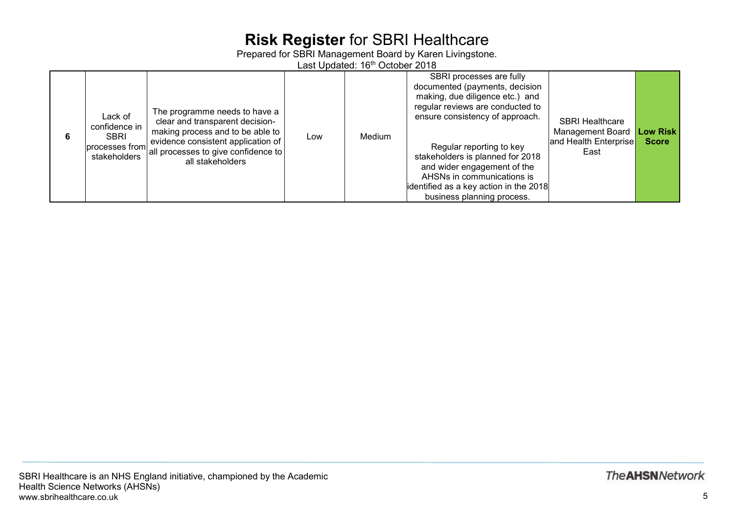# **Risk Register** for SBRI Healthcare

Prepared for SBRI Management Board by Karen Livingstone.

Last Updated: 16th October 2018

| | | | | | | | |
|---|---|---|---|---|---|---|---|
| **6** | Lack of confidence in SBRI processes from stakeholders | The programme needs to have a clear and transparent decision-making process and to be able to evidence consistent application of all processes to give confidence to all stakeholders | Low | Medium | SBRI processes are fully documented (payments, decision making, due diligence etc.) and regular reviews are conducted to ensure consistency of approach.<br><br>Regular reporting to key stakeholders is planned for 2018 and wider engagement of the AHSNs in communications is identified as a key action in the 2018 business planning process. | SBRI Healthcare Management Board and Health Enterprise East | **Low Risk Score** |

SBRI Healthcare is an NHS England initiative, championed by the Academic Health Science Networks (AHSNs)
www.sbrihealthcare.co.uk

The**AHSN**Network